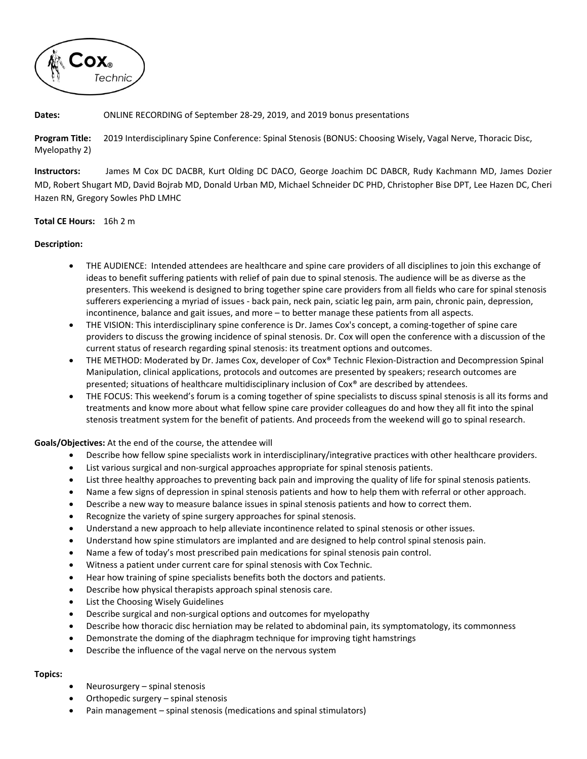Cox® Technic

**Dates:** ONLINE RECORDING of September 28-29, 2019, and 2019 bonus presentations

**Program Title:** 2019 Interdisciplinary Spine Conference: Spinal Stenosis (BONUS: Choosing Wisely, Vagal Nerve, Thoracic Disc, Myelopathy 2)

**Instructors:** James M Cox DC DACBR, Kurt Olding DC DACO, George Joachim DC DABCR, Rudy Kachmann MD, James Dozier MD, Robert Shugart MD, David Bojrab MD, Donald Urban MD, Michael Schneider DC PHD, Christopher Bise DPT, Lee Hazen DC, Cheri Hazen RN, Gregory Sowles PhD LMHC

**Total CE Hours:** 16h 2 m

**Description:**

- THE AUDIENCE: Intended attendees are healthcare and spine care providers of all disciplines to join this exchange of ideas to benefit suffering patients with relief of pain due to spinal stenosis. The audience will be as diverse as the presenters. This weekend is designed to bring together spine care providers from all fields who care for spinal stenosis sufferers experiencing a myriad of issues - back pain, neck pain, sciatic leg pain, arm pain, chronic pain, depression, incontinence, balance and gait issues, and more – to better manage these patients from all aspects.
- THE VISION: This interdisciplinary spine conference is Dr. James Cox's concept, a coming-together of spine care providers to discuss the growing incidence of spinal stenosis. Dr. Cox will open the conference with a discussion of the current status of research regarding spinal stenosis: its treatment options and outcomes.
- THE METHOD: Moderated by Dr. James Cox, developer of Cox® Technic Flexion-Distraction and Decompression Spinal Manipulation, clinical applications, protocols and outcomes are presented by speakers; research outcomes are presented; situations of healthcare multidisciplinary inclusion of Cox® are described by attendees.
- THE FOCUS: This weekend's forum is a coming together of spine specialists to discuss spinal stenosis is all its forms and treatments and know more about what fellow spine care provider colleagues do and how they all fit into the spinal stenosis treatment system for the benefit of patients. And proceeds from the weekend will go to spinal research.

**Goals/Objectives:** At the end of the course, the attendee will

- Describe how fellow spine specialists work in interdisciplinary/integrative practices with other healthcare providers.
- List various surgical and non-surgical approaches appropriate for spinal stenosis patients.
- List three healthy approaches to preventing back pain and improving the quality of life for spinal stenosis patients.
- Name a few signs of depression in spinal stenosis patients and how to help them with referral or other approach.
- Describe a new way to measure balance issues in spinal stenosis patients and how to correct them.
- Recognize the variety of spine surgery approaches for spinal stenosis.
- Understand a new approach to help alleviate incontinence related to spinal stenosis or other issues.
- Understand how spine stimulators are implanted and are designed to help control spinal stenosis pain.
- Name a few of today's most prescribed pain medications for spinal stenosis pain control.
- Witness a patient under current care for spinal stenosis with Cox Technic.
- Hear how training of spine specialists benefits both the doctors and patients.
- Describe how physical therapists approach spinal stenosis care.
- List the Choosing Wisely Guidelines
- Describe surgical and non-surgical options and outcomes for myelopathy
- Describe how thoracic disc herniation may be related to abdominal pain, its symptomatology, its commonness
- Demonstrate the doming of the diaphragm technique for improving tight hamstrings
- Describe the influence of the vagal nerve on the nervous system

**Topics:**

- Neurosurgery – spinal stenosis
- Orthopedic surgery – spinal stenosis
- Pain management – spinal stenosis (medications and spinal stimulators)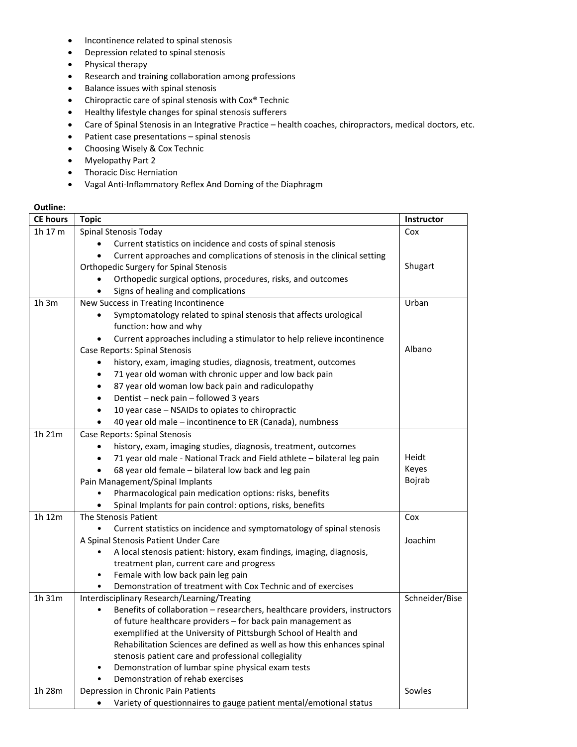- Incontinence related to spinal stenosis
- Depression related to spinal stenosis
- Physical therapy
- Research and training collaboration among professions
- Balance issues with spinal stenosis
- Chiropractic care of spinal stenosis with Cox® Technic
- Healthy lifestyle changes for spinal stenosis sufferers
- Care of Spinal Stenosis in an Integrative Practice – health coaches, chiropractors, medical doctors, etc.
- Patient case presentations – spinal stenosis
- Choosing Wisely & Cox Technic
- Myelopathy Part 2
- Thoracic Disc Herniation
- Vagal Anti-Inflammatory Reflex And Doming of the Diaphragm

**Outline:**

| CE hours | Topic | Instructor |
|---|---|---|
| 1h 17 m | Spinal Stenosis Today<br>• Current statistics on incidence and costs of spinal stenosis<br>• Current approaches and complications of stenosis in the clinical setting<br>Orthopedic Surgery for Spinal Stenosis<br>• Orthopedic surgical options, procedures, risks, and outcomes<br>• Signs of healing and complications | Cox<br><br><br>Shugart |
| 1h 3m | New Success in Treating Incontinence<br>• Symptomatology related to spinal stenosis that affects urological function: how and why<br>• Current approaches including a stimulator to help relieve incontinence<br>Case Reports: Spinal Stenosis<br>• history, exam, imaging studies, diagnosis, treatment, outcomes<br>• 71 year old woman with chronic upper and low back pain<br>• 87 year old woman low back pain and radiculopathy<br>• Dentist – neck pain – followed 3 years<br>• 10 year case – NSAIDs to opiates to chiropractic<br>• 40 year old male – incontinence to ER (Canada), numbness | Urban<br><br><br><br>Albano |
| 1h 21m | Case Reports: Spinal Stenosis<br>• history, exam, imaging studies, diagnosis, treatment, outcomes<br>• 71 year old male - National Track and Field athlete – bilateral leg pain<br>• 68 year old female – bilateral low back and leg pain<br>Pain Management/Spinal Implants<br>• Pharmacological pain medication options: risks, benefits<br>• Spinal Implants for pain control: options, risks, benefits | <br><br>Heidt<br>Keyes<br>Bojrab |
| 1h 12m | The Stenosis Patient<br>• Current statistics on incidence and symptomatology of spinal stenosis<br>A Spinal Stenosis Patient Under Care<br>• A local stenosis patient: history, exam findings, imaging, diagnosis, treatment plan, current care and progress<br>• Female with low back pain leg pain<br>• Demonstration of treatment with Cox Technic and of exercises | Cox<br><br>Joachim |
| 1h 31m | Interdisciplinary Research/Learning/Treating<br>• Benefits of collaboration – researchers, healthcare providers, instructors of future healthcare providers – for back pain management as exemplified at the University of Pittsburgh School of Health and Rehabilitation Sciences are defined as well as how this enhances spinal stenosis patient care and professional collegiality<br>• Demonstration of lumbar spine physical exam tests<br>• Demonstration of rehab exercises | Schneider/Bise |
| 1h 28m | Depression in Chronic Pain Patients<br>• Variety of questionnaires to gauge patient mental/emotional status | Sowles |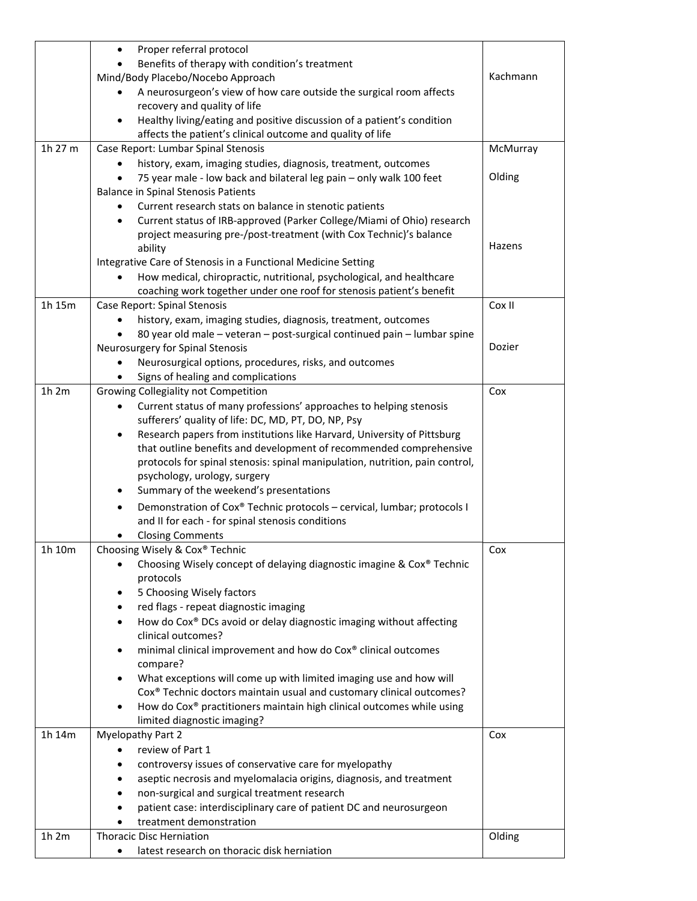| | | |
|---|---|---|
| | • Proper referral protocol<br>• Benefits of therapy with condition's treatment<br>Mind/Body Placebo/Nocebo Approach<br>• A neurosurgeon's view of how care outside the surgical room affects recovery and quality of life<br>• Healthy living/eating and positive discussion of a patient's condition affects the patient's clinical outcome and quality of life | Kachmann |
| 1h 27 m | Case Report: Lumbar Spinal Stenosis<br>• history, exam, imaging studies, diagnosis, treatment, outcomes<br>• 75 year male - low back and bilateral leg pain – only walk 100 feet<br>Balance in Spinal Stenosis Patients<br>• Current research stats on balance in stenotic patients<br>• Current status of IRB-approved (Parker College/Miami of Ohio) research project measuring pre-/post-treatment (with Cox Technic)'s balance ability<br>Integrative Care of Stenosis in a Functional Medicine Setting<br>• How medical, chiropractic, nutritional, psychological, and healthcare coaching work together under one roof for stenosis patient's benefit | McMurray<br><br>Olding<br><br><br><br>Hazens |
| 1h 15m | Case Report: Spinal Stenosis<br>• history, exam, imaging studies, diagnosis, treatment, outcomes<br>• 80 year old male – veteran – post-surgical continued pain – lumbar spine<br>Neurosurgery for Spinal Stenosis<br>• Neurosurgical options, procedures, risks, and outcomes<br>• Signs of healing and complications | Cox II<br><br><br>Dozier |
| 1h 2m | Growing Collegiality not Competition<br>• Current status of many professions' approaches to helping stenosis sufferers' quality of life: DC, MD, PT, DO, NP, Psy<br>• Research papers from institutions like Harvard, University of Pittsburg that outline benefits and development of recommended comprehensive protocols for spinal stenosis: spinal manipulation, nutrition, pain control, psychology, urology, surgery<br>• Summary of the weekend's presentations<br>• Demonstration of Cox® Technic protocols – cervical, lumbar; protocols I and II for each - for spinal stenosis conditions<br>• Closing Comments | Cox |
| 1h 10m | Choosing Wisely & Cox® Technic<br>• Choosing Wisely concept of delaying diagnostic imagine & Cox® Technic protocols<br>• 5 Choosing Wisely factors<br>• red flags - repeat diagnostic imaging<br>• How do Cox® DCs avoid or delay diagnostic imaging without affecting clinical outcomes?<br>• minimal clinical improvement and how do Cox® clinical outcomes compare?<br>• What exceptions will come up with limited imaging use and how will Cox® Technic doctors maintain usual and customary clinical outcomes?<br>• How do Cox® practitioners maintain high clinical outcomes while using limited diagnostic imaging? | Cox |
| 1h 14m | Myelopathy Part 2<br>• review of Part 1<br>• controversy issues of conservative care for myelopathy<br>• aseptic necrosis and myelomalacia origins, diagnosis, and treatment<br>• non-surgical and surgical treatment research<br>• patient case: interdisciplinary care of patient DC and neurosurgeon<br>• treatment demonstration | Cox |
| 1h 2m | Thoracic Disc Herniation<br>• latest research on thoracic disk herniation | Olding |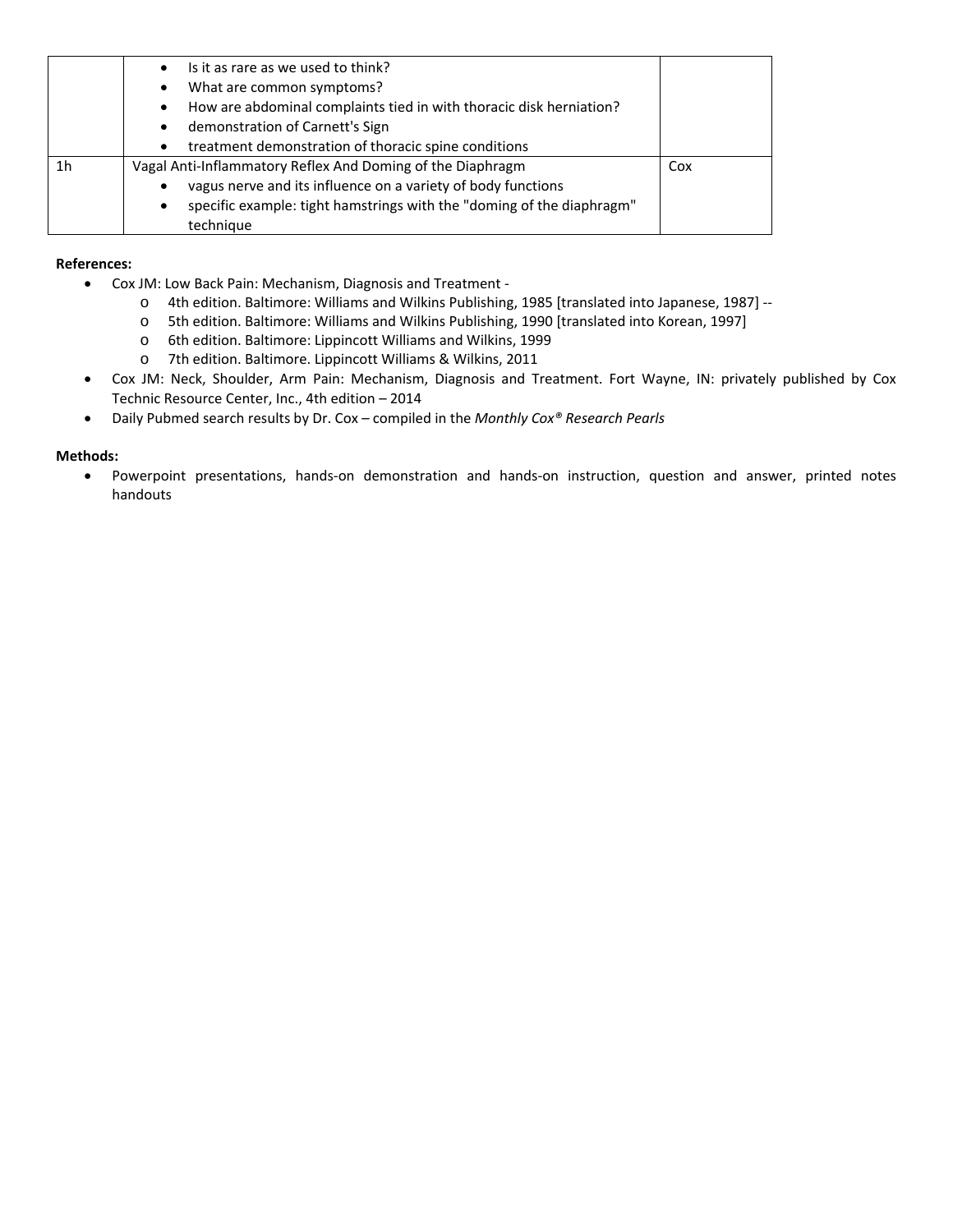| | | |
|---|---|---|
| | • Is it as rare as we used to think?<br>• What are common symptoms?<br>• How are abdominal complaints tied in with thoracic disk herniation?<br>• demonstration of Carnett's Sign<br>• treatment demonstration of thoracic spine conditions | |
| 1h | Vagal Anti-Inflammatory Reflex And Doming of the Diaphragm<br>• vagus nerve and its influence on a variety of body functions<br>• specific example: tight hamstrings with the "doming of the diaphragm" technique | Cox |

**References:**

- Cox JM: Low Back Pain: Mechanism, Diagnosis and Treatment -
  - 4th edition. Baltimore: Williams and Wilkins Publishing, 1985 [translated into Japanese, 1987] --
  - 5th edition. Baltimore: Williams and Wilkins Publishing, 1990 [translated into Korean, 1997]
  - 6th edition. Baltimore: Lippincott Williams and Wilkins, 1999
  - 7th edition. Baltimore. Lippincott Williams & Wilkins, 2011
- Cox JM: Neck, Shoulder, Arm Pain: Mechanism, Diagnosis and Treatment. Fort Wayne, IN: privately published by Cox Technic Resource Center, Inc., 4th edition – 2014
- Daily Pubmed search results by Dr. Cox – compiled in the *Monthly Cox® Research Pearls*

**Methods:**

- Powerpoint presentations, hands-on demonstration and hands-on instruction, question and answer, printed notes handouts